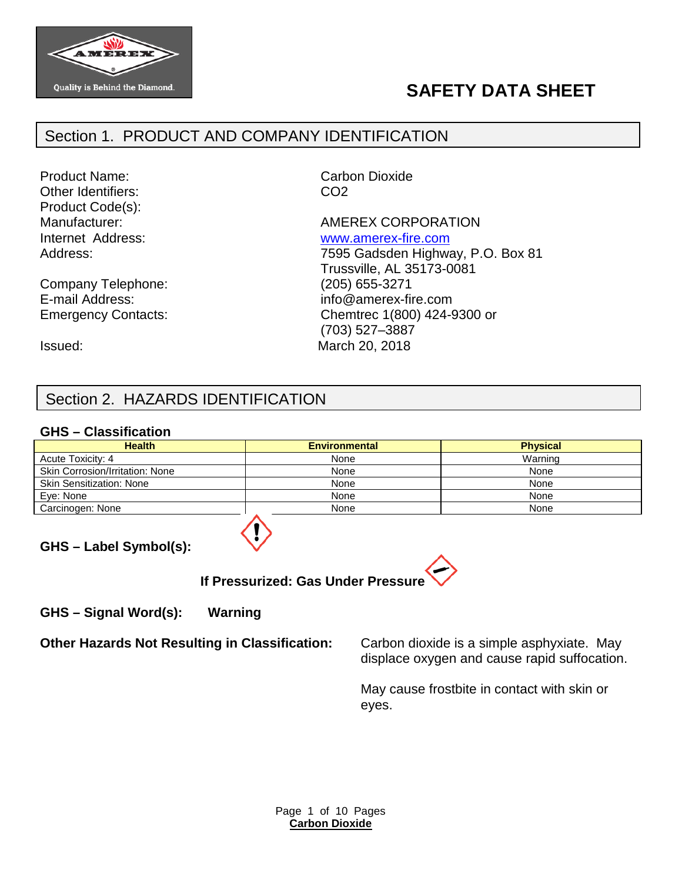# SAFETY DATA SHEET

## Section 1. PRODUCT AND COMPANY IDENTIFICATION

Product Name: Carbon Dioxide
Other Identifiers: $CO_2$
Product Code(s):
Manufacturer: AMEREX CORPORATION
Internet Address: www.amerex-fire.com
Address: 7595 Gadsden Highway, P.O. Box 81
Trussville, AL 35173-0081
Company Telephone: (205) 655-3271
E-mail Address: info@amerex-fire.com
Emergency Contacts: Chemtrec 1(800) 424-9300 or
(703) 527–3887
Issued: March 20, 2018

## Section 2. HAZARDS IDENTIFICATION

### GHS – Classification

| Health | Environmental | Physical |
|---|---|---|
| Acute Toxicity: 4 | None | Warning |
| Skin Corrosion/Irritation: None | None | None |
| Skin Sensitization: None | None | None |
| Eye: None | None | None |
| Carcinogen: None | None | None |

**GHS – Label Symbol(s):**

**If Pressurized: Gas Under Pressure**

**GHS – Signal Word(s):** **Warning**

**Other Hazards Not Resulting in Classification:**

Carbon dioxide is a simple asphyxiate. May displace oxygen and cause rapid suffocation.

May cause frostbite in contact with skin or eyes.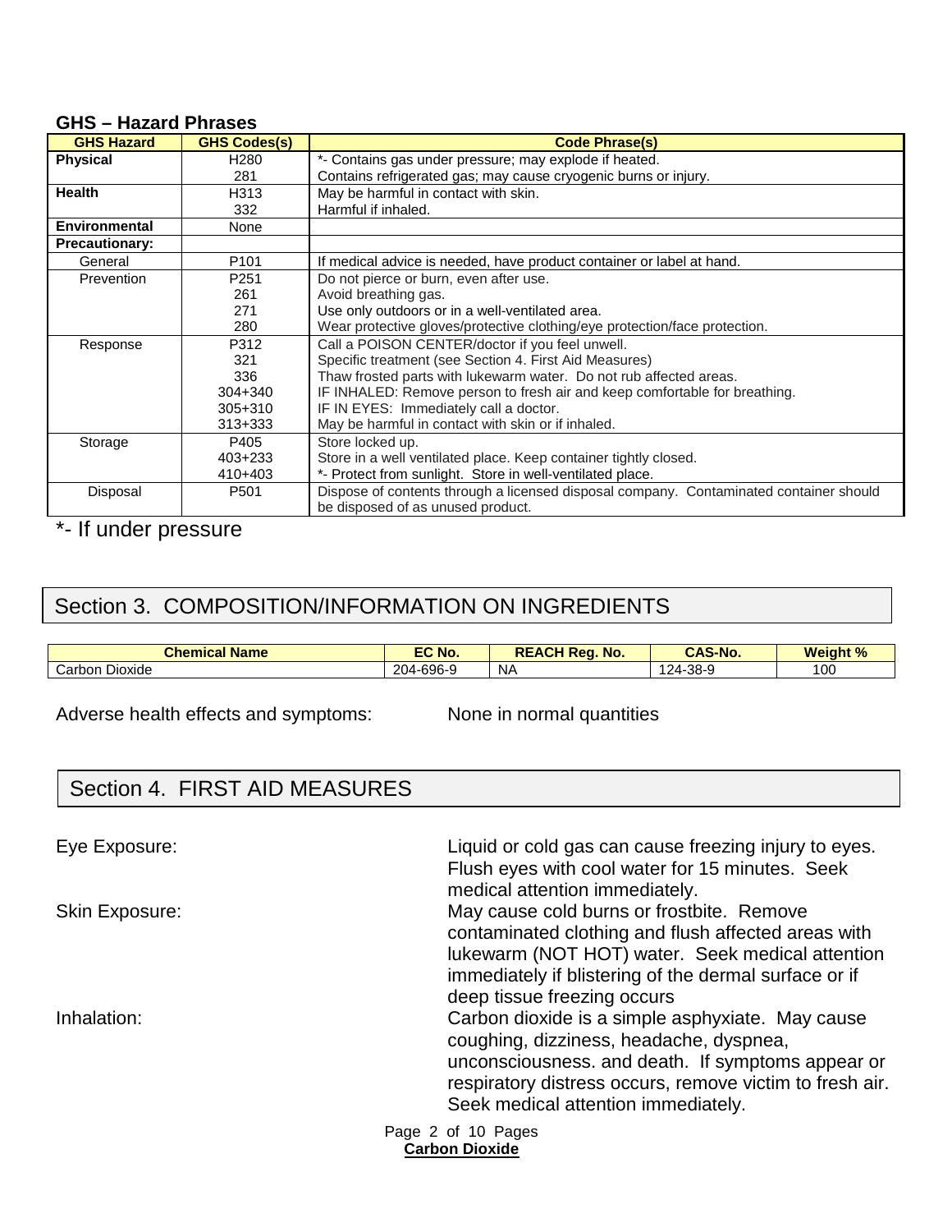### GHS – Hazard Phrases

| GHS Hazard | GHS Codes(s) | Code Phrase(s) |
|---|---|---|
| **Physical** | H280<br>281 | *- Contains gas under pressure; may explode if heated.<br>Contains refrigerated gas; may cause cryogenic burns or injury. |
| **Health** | H313<br>332 | May be harmful in contact with skin.<br>Harmful if inhaled. |
| **Environmental** | None | |
| **Precautionary:** | | |
| General | P101 | If medical advice is needed, have product container or label at hand. |
| Prevention | P251<br>261<br>271<br>280 | Do not pierce or burn, even after use.<br>Avoid breathing gas.<br>Use only outdoors or in a well-ventilated area.<br>Wear protective gloves/protective clothing/eye protection/face protection. |
| Response | P312<br>321<br>336<br>304+340<br>305+310<br>313+333 | Call a POISON CENTER/doctor if you feel unwell.<br>Specific treatment (see Section 4. First Aid Measures)<br>Thaw frosted parts with lukewarm water. Do not rub affected areas.<br>IF INHALED: Remove person to fresh air and keep comfortable for breathing.<br>IF IN EYES: Immediately call a doctor.<br>May be harmful in contact with skin or if inhaled. |
| Storage | P405<br>403+233<br>410+403 | Store locked up.<br>Store in a well ventilated place. Keep container tightly closed.<br>*- Protect from sunlight. Store in well-ventilated place. |
| Disposal | P501 | Dispose of contents through a licensed disposal company. Contaminated container should be disposed of as unused product. |

*- If under pressure

## Section 3. COMPOSITION/INFORMATION ON INGREDIENTS

| Chemical Name | EC No. | REACH Reg. No. | CAS-No. | Weight % |
|---|---|---|---|---|
| Carbon Dioxide | 204-696-9 | NA | 124-38-9 | 100 |

Adverse health effects and symptoms: None in normal quantities

## Section 4. FIRST AID MEASURES

Eye Exposure: Liquid or cold gas can cause freezing injury to eyes. Flush eyes with cool water for 15 minutes. Seek medical attention immediately.

Skin Exposure: May cause cold burns or frostbite. Remove contaminated clothing and flush affected areas with lukewarm (NOT HOT) water. Seek medical attention immediately if blistering of the dermal surface or if deep tissue freezing occurs

Inhalation: Carbon dioxide is a simple asphyxiate. May cause coughing, dizziness, headache, dyspnea, unconsciousness. and death. If symptoms appear or respiratory distress occurs, remove victim to fresh air. Seek medical attention immediately.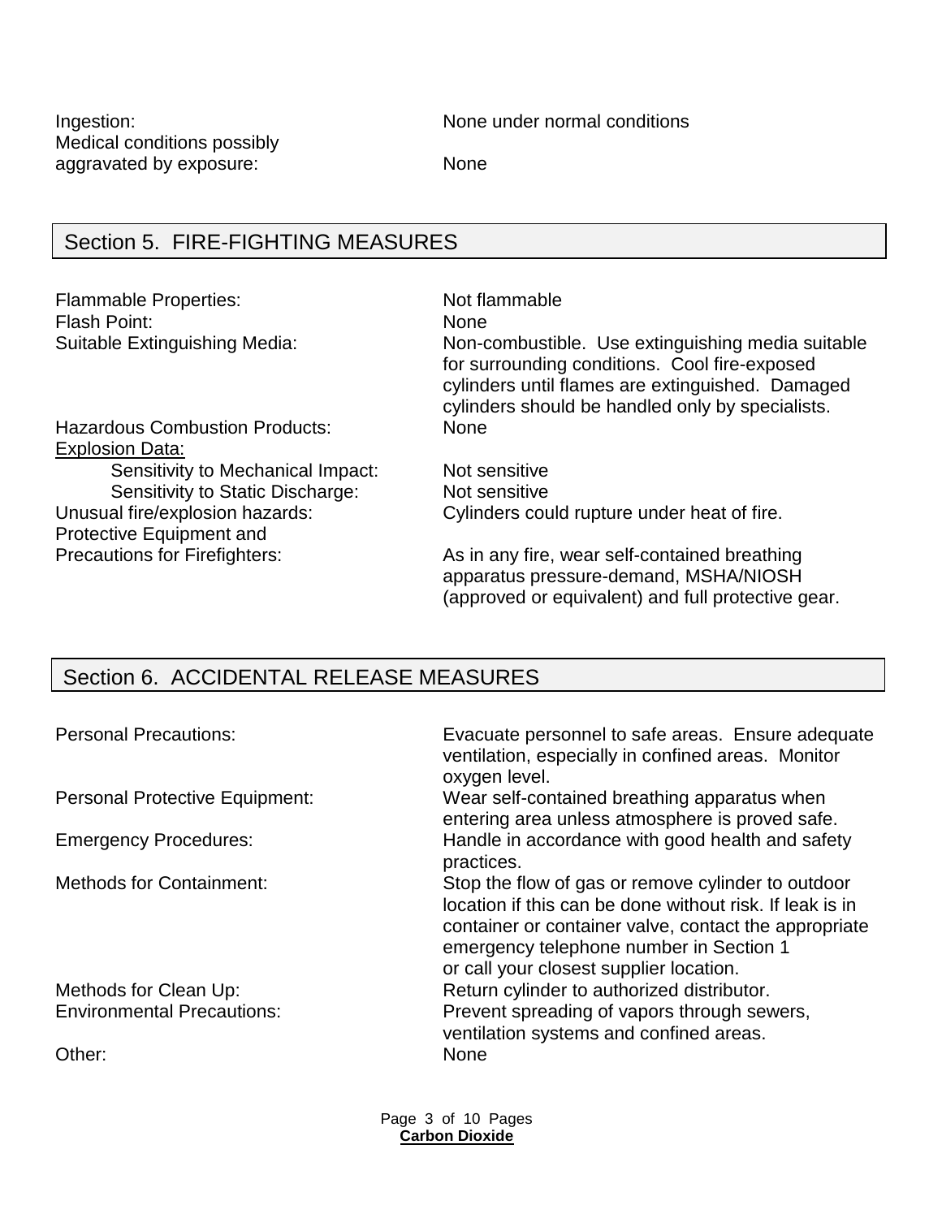| | |
|---|---|
| Ingestion: | None under normal conditions |
| Medical conditions possibly aggravated by exposure: | None |

## Section 5. FIRE-FIGHTING MEASURES

| | |
|---|---|
| Flammable Properties: | Not flammable |
| Flash Point: | None |
| Suitable Extinguishing Media: | Non-combustible. Use extinguishing media suitable for surrounding conditions. Cool fire-exposed cylinders until flames are extinguished. Damaged cylinders should be handled only by specialists. |
| Hazardous Combustion Products: | None |
| Explosion Data: | |
| Sensitivity to Mechanical Impact: | Not sensitive |
| Sensitivity to Static Discharge: | Not sensitive |
| Unusual fire/explosion hazards: | Cylinders could rupture under heat of fire. |
| Protective Equipment and Precautions for Firefighters: | As in any fire, wear self-contained breathing apparatus pressure-demand, MSHA/NIOSH (approved or equivalent) and full protective gear. |

## Section 6. ACCIDENTAL RELEASE MEASURES

| | |
|---|---|
| Personal Precautions: | Evacuate personnel to safe areas. Ensure adequate ventilation, especially in confined areas. Monitor oxygen level. |
| Personal Protective Equipment: | Wear self-contained breathing apparatus when entering area unless atmosphere is proved safe. |
| Emergency Procedures: | Handle in accordance with good health and safety practices. |
| Methods for Containment: | Stop the flow of gas or remove cylinder to outdoor location if this can be done without risk. If leak is in container or container valve, contact the appropriate emergency telephone number in Section 1 or call your closest supplier location. |
| Methods for Clean Up: | Return cylinder to authorized distributor. |
| Environmental Precautions: | Prevent spreading of vapors through sewers, ventilation systems and confined areas. |
| Other: | None |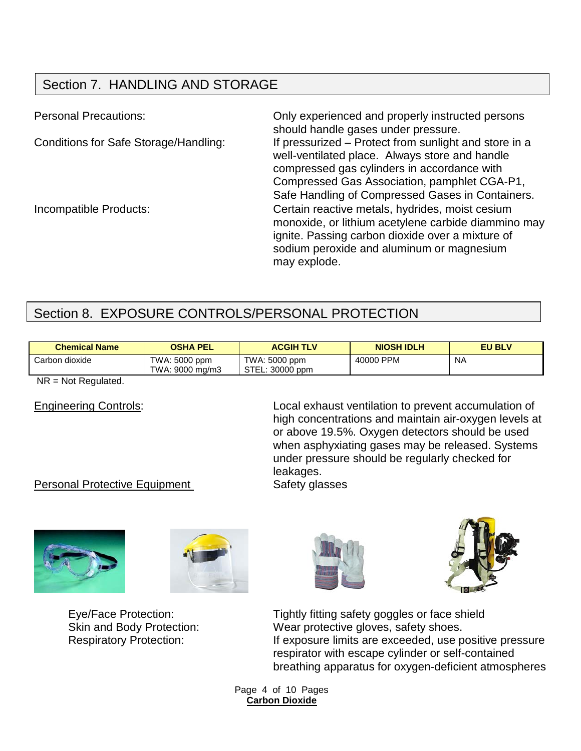## Section 7. HANDLING AND STORAGE

Personal Precautions: Only experienced and properly instructed persons should handle gases under pressure.

Conditions for Safe Storage/Handling: If pressurized – Protect from sunlight and store in a well-ventilated place. Always store and handle compressed gas cylinders in accordance with Compressed Gas Association, pamphlet CGA-P1, Safe Handling of Compressed Gases in Containers.

Incompatible Products: Certain reactive metals, hydrides, moist cesium monoxide, or lithium acetylene carbide diammino may ignite. Passing carbon dioxide over a mixture of sodium peroxide and aluminum or magnesium may explode.

## Section 8. EXPOSURE CONTROLS/PERSONAL PROTECTION

| Chemical Name | OSHA PEL | ACGIH TLV | NIOSH IDLH | EU BLV |
|---|---|---|---|---|
| Carbon dioxide | TWA: 5000 ppm<br>TWA: 9000 mg/m3 | TWA: 5000 ppm<br>STEL: 30000 ppm | 40000 PPM | NA |

NR = Not Regulated.

Engineering Controls: Local exhaust ventilation to prevent accumulation of high concentrations and maintain air-oxygen levels at or above 19.5%. Oxygen detectors should be used when asphyxiating gases may be released. Systems under pressure should be regularly checked for leakages.

Personal Protective Equipment: Safety glasses

Eye/Face Protection: Tightly fitting safety goggles or face shield

Skin and Body Protection: Wear protective gloves, safety shoes.

Respiratory Protection: If exposure limits are exceeded, use positive pressure respirator with escape cylinder or self-contained breathing apparatus for oxygen-deficient atmospheres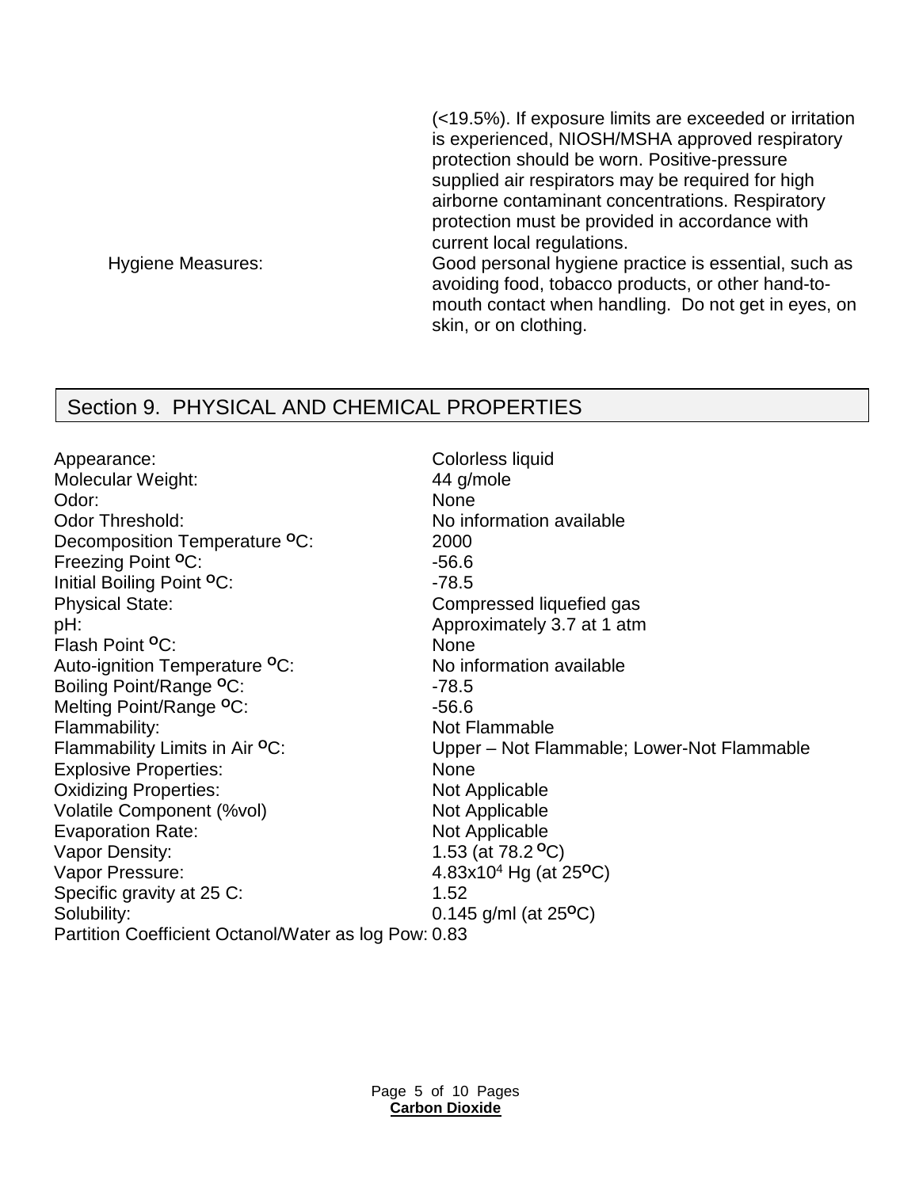| | |
|---|---|
| | (<19.5%). If exposure limits are exceeded or irritation is experienced, NIOSH/MSHA approved respiratory protection should be worn. Positive-pressure supplied air respirators may be required for high airborne contaminant concentrations. Respiratory protection must be provided in accordance with current local regulations. |
| Hygiene Measures: | Good personal hygiene practice is essential, such as avoiding food, tobacco products, or other hand-to-mouth contact when handling. Do not get in eyes, on skin, or on clothing. |

## Section 9. PHYSICAL AND CHEMICAL PROPERTIES

| | |
|---|---|
| Appearance: | Colorless liquid |
| Molecular Weight: | 44 g/mole |
| Odor: | None |
| Odor Threshold: | No information available |
| Decomposition Temperature ºC: | 2000 |
| Freezing Point ºC: | -56.6 |
| Initial Boiling Point ºC: | -78.5 |
| Physical State: | Compressed liquefied gas |
| pH: | Approximately 3.7 at 1 atm |
| Flash Point ºC: | None |
| Auto-ignition Temperature ºC: | No information available |
| Boiling Point/Range ºC: | -78.5 |
| Melting Point/Range ºC: | -56.6 |
| Flammability: | Not Flammable |
| Flammability Limits in Air ºC: | Upper – Not Flammable; Lower-Not Flammable |
| Explosive Properties: | None |
| Oxidizing Properties: | Not Applicable |
| Volatile Component (%vol) | Not Applicable |
| Evaporation Rate: | Not Applicable |
| Vapor Density: | 1.53 (at 78.2 ºC) |
| Vapor Pressure: | $4.83x10^4$ Hg (at 25ºC) |
| Specific gravity at 25 C: | 1.52 |
| Solubility: | 0.145 g/ml (at 25ºC) |
| Partition Coefficient Octanol/Water as log Pow: | 0.83 |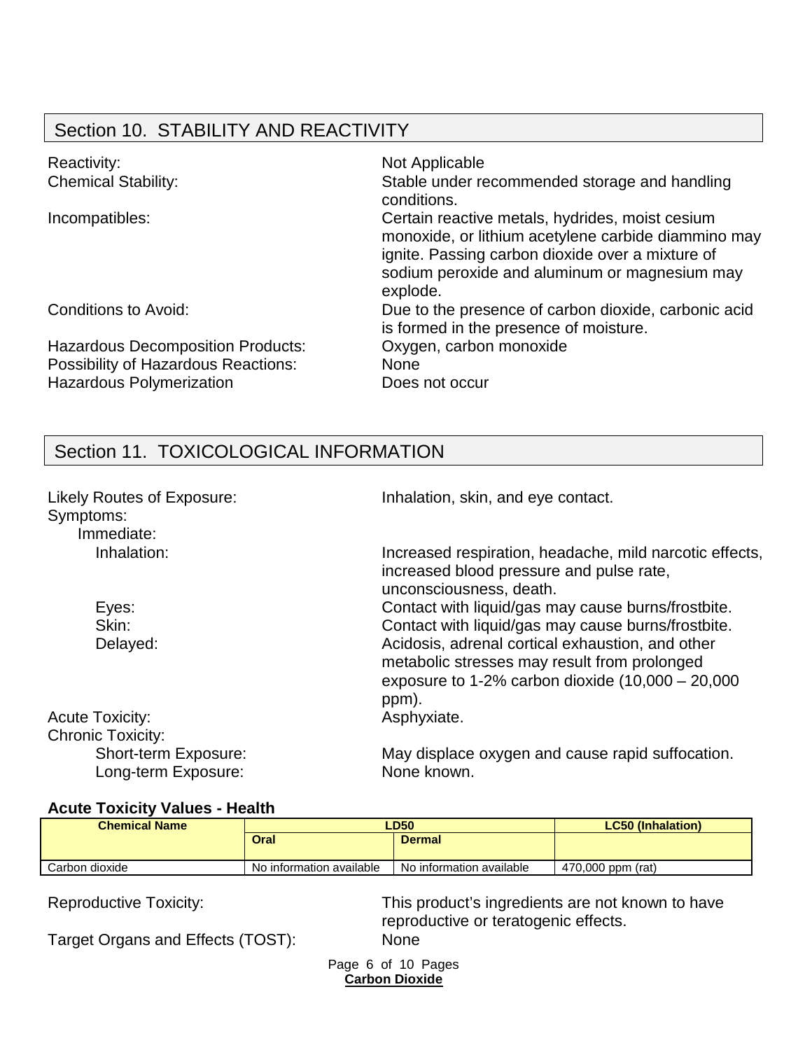## Section 10. STABILITY AND REACTIVITY

Reactivity: Not Applicable

Chemical Stability: Stable under recommended storage and handling conditions.

Incompatibles: Certain reactive metals, hydrides, moist cesium monoxide, or lithium acetylene carbide diammino may ignite. Passing carbon dioxide over a mixture of sodium peroxide and aluminum or magnesium may explode.

Conditions to Avoid: Due to the presence of carbon dioxide, carbonic acid is formed in the presence of moisture.

Hazardous Decomposition Products: Oxygen, carbon monoxide

Possibility of Hazardous Reactions: None

Hazardous Polymerization: Does not occur

## Section 11. TOXICOLOGICAL INFORMATION

Likely Routes of Exposure: Inhalation, skin, and eye contact.

Symptoms:

- Immediate:
  - Inhalation: Increased respiration, headache, mild narcotic effects, increased blood pressure and pulse rate, unconsciousness, death.
  - Eyes: Contact with liquid/gas may cause burns/frostbite.
  - Skin: Contact with liquid/gas may cause burns/frostbite.
  - Delayed: Acidosis, adrenal cortical exhaustion, and other metabolic stresses may result from prolonged exposure to 1-2% carbon dioxide (10,000 – 20,000 ppm).

Acute Toxicity: Asphyxiate.

Chronic Toxicity:

- Short-term Exposure: May displace oxygen and cause rapid suffocation.
- Long-term Exposure: None known.

### Acute Toxicity Values - Health

| Chemical Name | LD50 | | LC50 (Inhalation) |
|---|---|---|---|
| | Oral | Dermal | |
| Carbon dioxide | No information available | No information available | 470,000 ppm (rat) |

Reproductive Toxicity: This product's ingredients are not known to have reproductive or teratogenic effects.

Target Organs and Effects (TOST): None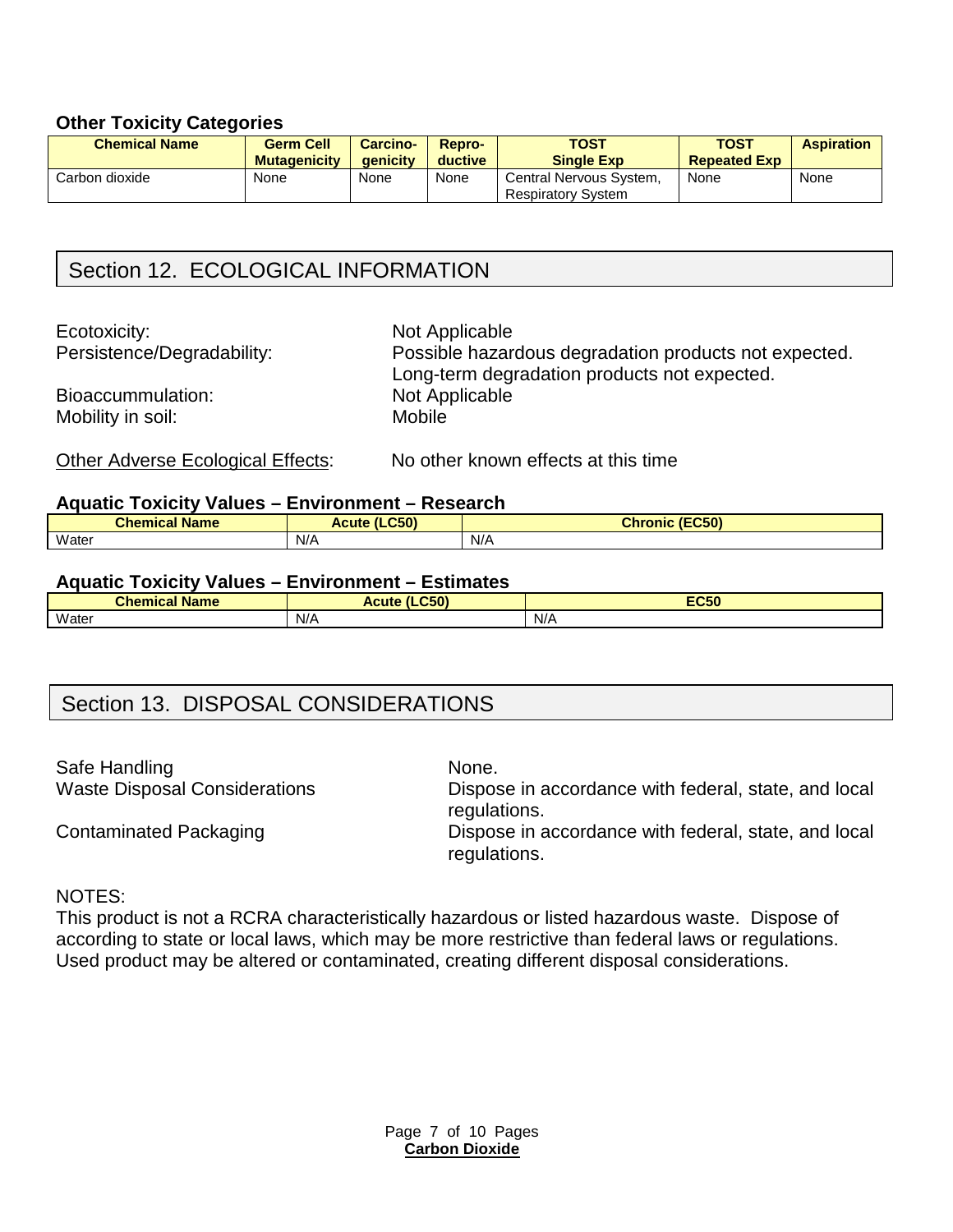### Other Toxicity Categories

| Chemical Name | Germ Cell Mutagenicity | Carcino-genicity | Repro-ductive | TOST Single Exp | TOST Repeated Exp | Aspiration |
|---|---|---|---|---|---|---|
| Carbon dioxide | None | None | None | Central Nervous System, Respiratory System | None | None |

## Section 12. ECOLOGICAL INFORMATION

Ecotoxicity: Not Applicable

Persistence/Degradability: Possible hazardous degradation products not expected. Long-term degradation products not expected.

Bioaccummulation: Not Applicable

Mobility in soil: Mobile

Other Adverse Ecological Effects: No other known effects at this time

### Aquatic Toxicity Values – Environment – Research

| Chemical Name | Acute (LC50) | Chronic (EC50) |
|---|---|---|
| Water | N/A | N/A |

### Aquatic Toxicity Values – Environment – Estimates

| Chemical Name | Acute (LC50) | EC50 |
|---|---|---|
| Water | N/A | N/A |

## Section 13. DISPOSAL CONSIDERATIONS

Safe Handling: None.

Waste Disposal Considerations: Dispose in accordance with federal, state, and local regulations.

Contaminated Packaging: Dispose in accordance with federal, state, and local regulations.

NOTES:

This product is not a RCRA characteristically hazardous or listed hazardous waste. Dispose of according to state or local laws, which may be more restrictive than federal laws or regulations. Used product may be altered or contaminated, creating different disposal considerations.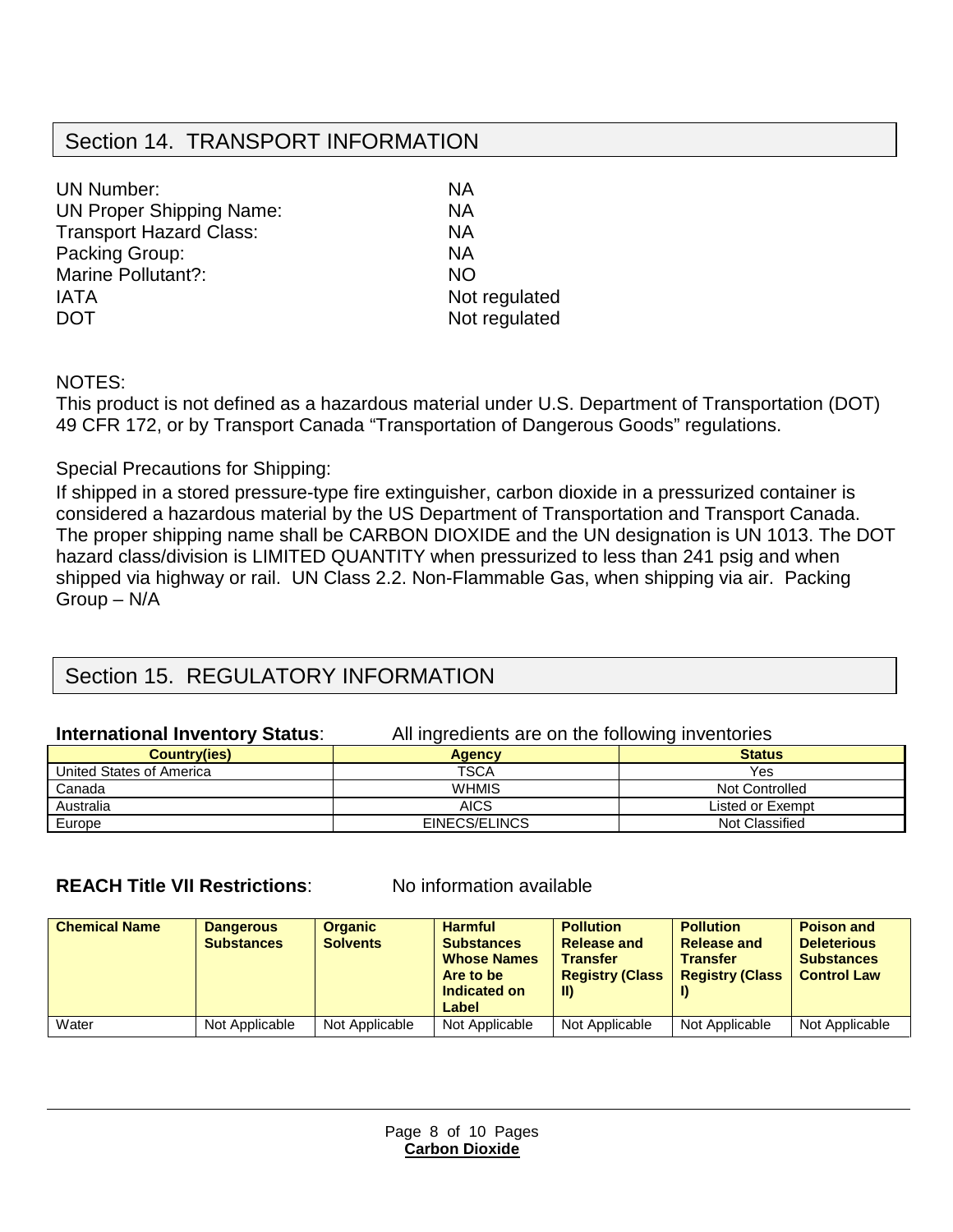## Section 14. TRANSPORT INFORMATION

| | |
|---|---|
| UN Number: | NA |
| UN Proper Shipping Name: | NA |
| Transport Hazard Class: | NA |
| Packing Group: | NA |
| Marine Pollutant?: | NO |
| IATA | Not regulated |
| DOT | Not regulated |

NOTES:

This product is not defined as a hazardous material under U.S. Department of Transportation (DOT) 49 CFR 172, or by Transport Canada "Transportation of Dangerous Goods" regulations.

Special Precautions for Shipping:

If shipped in a stored pressure-type fire extinguisher, carbon dioxide in a pressurized container is considered a hazardous material by the US Department of Transportation and Transport Canada. The proper shipping name shall be CARBON DIOXIDE and the UN designation is UN 1013. The DOT hazard class/division is LIMITED QUANTITY when pressurized to less than 241 psig and when shipped via highway or rail. UN Class 2.2. Non-Flammable Gas, when shipping via air. Packing Group – N/A

## Section 15. REGULATORY INFORMATION

**International Inventory Status**: All ingredients are on the following inventories

| Country(ies) | Agency | Status |
|---|---|---|
| United States of America | TSCA | Yes |
| Canada | WHMIS | Not Controlled |
| Australia | AICS | Listed or Exempt |
| Europe | EINECS/ELINCS | Not Classified |

**REACH Title VII Restrictions**: No information available

| Chemical Name | Dangerous Substances | Organic Solvents | Harmful Substances Whose Names Are to be Indicated on Label | Pollution Release and Transfer Registry (Class II) | Pollution Release and Transfer Registry (Class I) | Poison and Deleterious Substances Control Law |
|---|---|---|---|---|---|---|
| Water | Not Applicable | Not Applicable | Not Applicable | Not Applicable | Not Applicable | Not Applicable |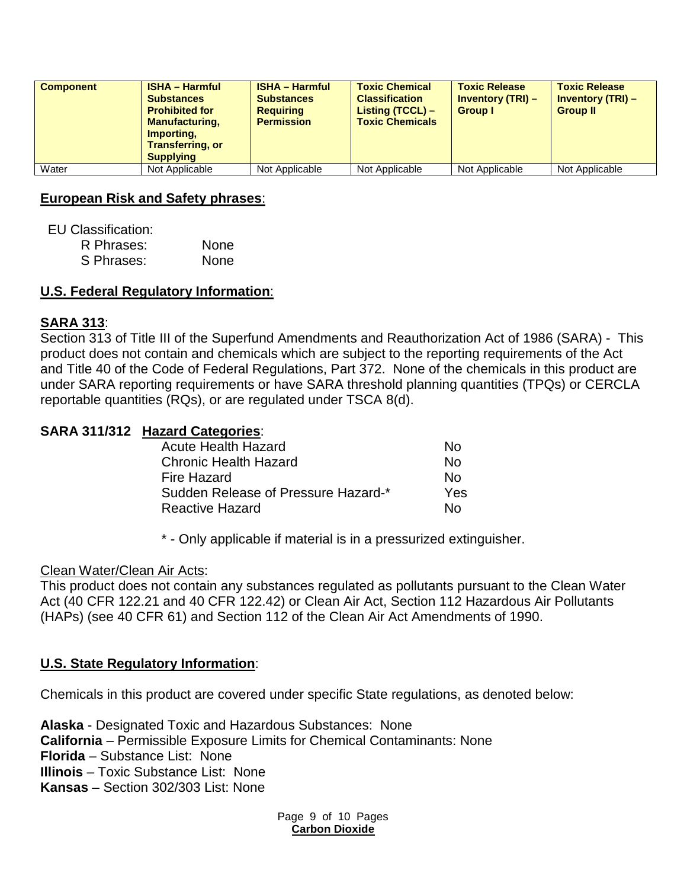| Component | ISHA – Harmful Substances Prohibited for Manufacturing, Importing, Transferring, or Supplying | ISHA – Harmful Substances Requiring Permission | Toxic Chemical Classification Listing (TCCL) – Toxic Chemicals | Toxic Release Inventory (TRI) – Group I | Toxic Release Inventory (TRI) – Group II |
|---|---|---|---|---|---|
| Water | Not Applicable | Not Applicable | Not Applicable | Not Applicable | Not Applicable |

**European Risk and Safety phrases**:

EU Classification:

R Phrases: None

S Phrases: None

**U.S. Federal Regulatory Information**:

**SARA 313**:

Section 313 of Title III of the Superfund Amendments and Reauthorization Act of 1986 (SARA) - This product does not contain and chemicals which are subject to the reporting requirements of the Act and Title 40 of the Code of Federal Regulations, Part 372. None of the chemicals in this product are under SARA reporting requirements or have SARA threshold planning quantities (TPQs) or CERCLA reportable quantities (RQs), or are regulated under TSCA 8(d).

**SARA 311/312 Hazard Categories**:

| | |
|---|---|
| Acute Health Hazard | No |
| Chronic Health Hazard | No |
| Fire Hazard | No |
| Sudden Release of Pressure Hazard-* | Yes |
| Reactive Hazard | No |

\* - Only applicable if material is in a pressurized extinguisher.

Clean Water/Clean Air Acts:

This product does not contain any substances regulated as pollutants pursuant to the Clean Water Act (40 CFR 122.21 and 40 CFR 122.42) or Clean Air Act, Section 112 Hazardous Air Pollutants (HAPs) (see 40 CFR 61) and Section 112 of the Clean Air Act Amendments of 1990.

**U.S. State Regulatory Information**:

Chemicals in this product are covered under specific State regulations, as denoted below:

**Alaska** - Designated Toxic and Hazardous Substances: None
**California** – Permissible Exposure Limits for Chemical Contaminants: None
**Florida** – Substance List: None
**Illinois** – Toxic Substance List: None
**Kansas** – Section 302/303 List: None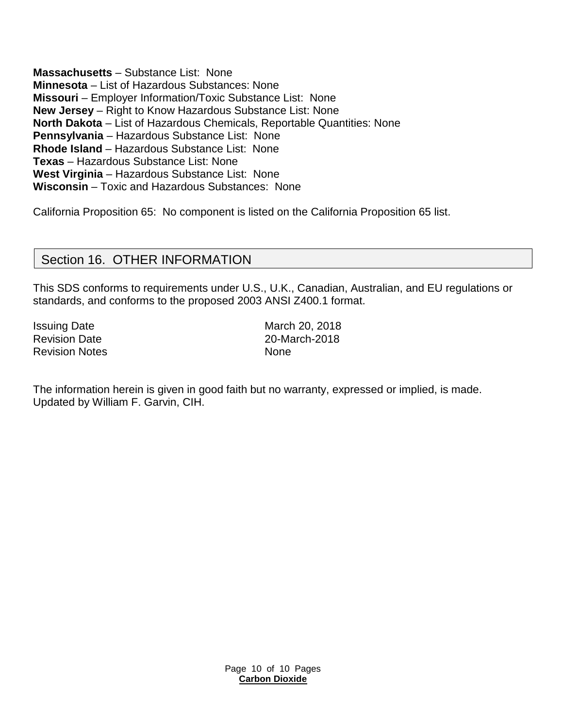**Massachusetts** – Substance List: None
**Minnesota** – List of Hazardous Substances: None
**Missouri** – Employer Information/Toxic Substance List: None
**New Jersey** – Right to Know Hazardous Substance List: None
**North Dakota** – List of Hazardous Chemicals, Reportable Quantities: None
**Pennsylvania** – Hazardous Substance List: None
**Rhode Island** – Hazardous Substance List: None
**Texas** – Hazardous Substance List: None
**West Virginia** – Hazardous Substance List: None
**Wisconsin** – Toxic and Hazardous Substances: None

California Proposition 65: No component is listed on the California Proposition 65 list.

## Section 16. OTHER INFORMATION

This SDS conforms to requirements under U.S., U.K., Canadian, Australian, and EU regulations or standards, and conforms to the proposed 2003 ANSI Z400.1 format.

| | |
|---|---|
| Issuing Date | March 20, 2018 |
| Revision Date | 20-March-2018 |
| Revision Notes | None |

The information herein is given in good faith but no warranty, expressed or implied, is made.
Updated by William F. Garvin, CIH.